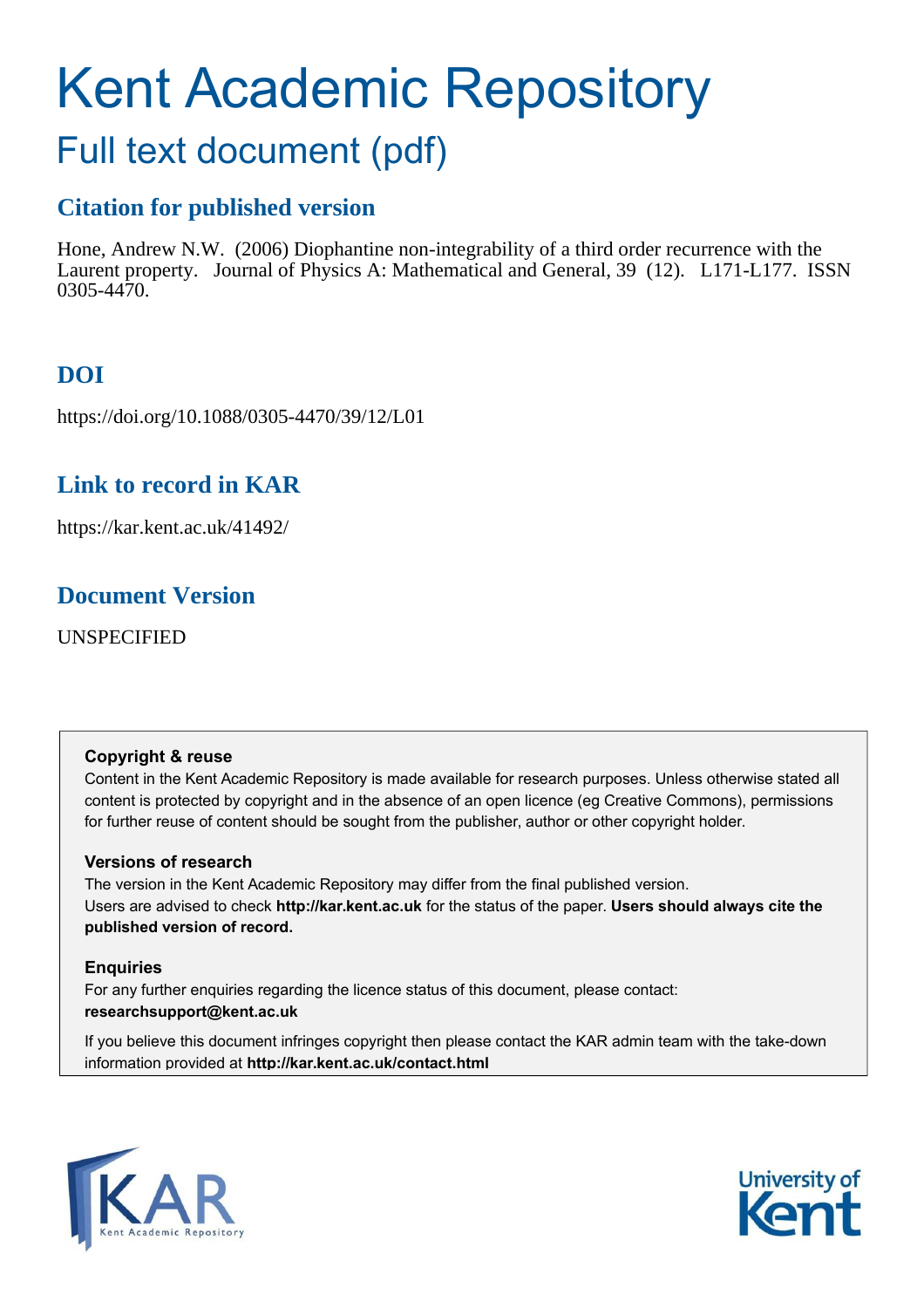# Kent Academic Repository

## Full text document (pdf)

### Citation for published version

Hone, Andrew N.W. (2006) Diophantine non-integrability of a third order recurrence with the Laurent property. Journal of Physics A: Mathematical and General, 39 (12). L171-L177. ISSN 0305-4470.

### DOI

https://doi.org/10.1088/0305-4470/39/12/L01

### Link to record in KAR

https://kar.kent.ac.uk/41492/

### Document Version

UNSPECIFIED

**Copyright & reuse**

Content in the Kent Academic Repository is made available for research purposes. Unless otherwise stated all content is protected by copyright and in the absence of an open licence (eg Creative Commons), permissions for further reuse of content should be sought from the publisher, author or other copyright holder.

**Versions of research**

The version in the Kent Academic Repository may differ from the final published version. Users are advised to check **http://kar.kent.ac.uk** for the status of the paper. **Users should always cite the published version of record.**

**Enquiries**

For any further enquiries regarding the licence status of this document, please contact: **researchsupport@kent.ac.uk**

If you believe this document infringes copyright then please contact the KAR admin team with the take-down information provided at **http://kar.kent.ac.uk/contact.html**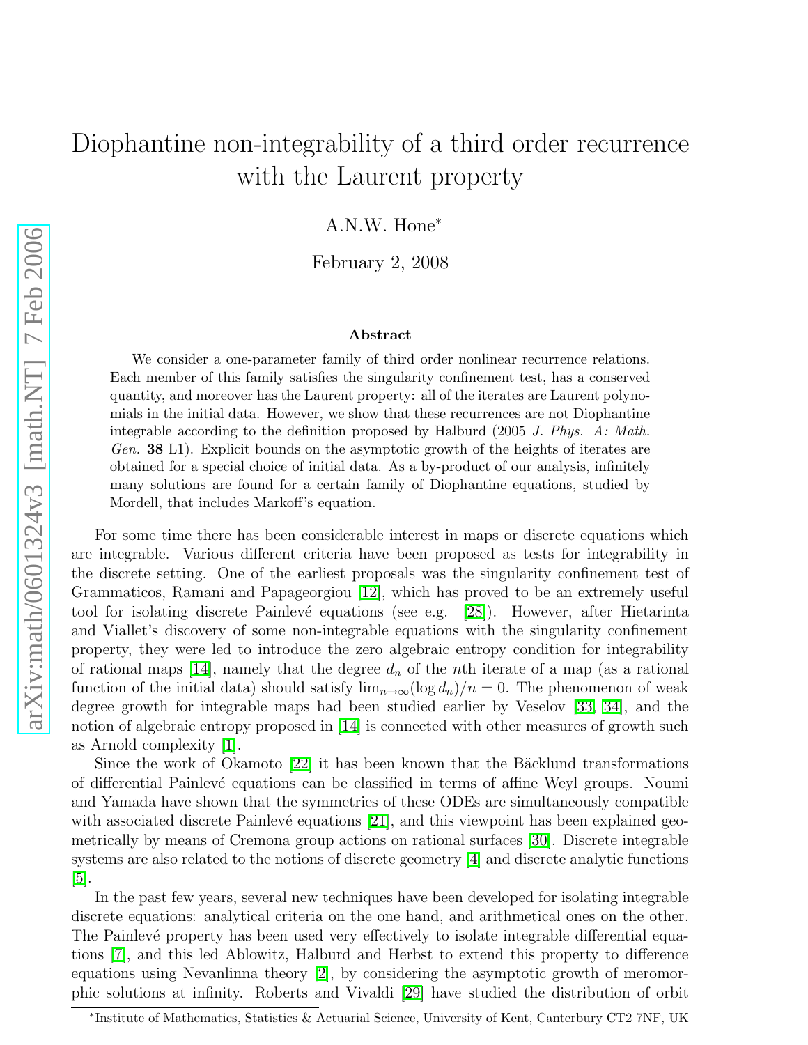# Diophantine non-integrability of a third order recurrence with the Laurent property

A.N.W. Hone*

February 2, 2008

### Abstract

We consider a one-parameter family of third order nonlinear recurrence relations. Each member of this family satisfies the singularity confinement test, has a conserved quantity, and moreover has the Laurent property: all of the iterates are Laurent polynomials in the initial data. However, we show that these recurrences are not Diophantine integrable according to the definition proposed by Halburd (2005 *J. Phys. A: Math. Gen.* **38** L1). Explicit bounds on the asymptotic growth of the heights of iterates are obtained for a special choice of initial data. As a by-product of our analysis, infinitely many solutions are found for a certain family of Diophantine equations, studied by Mordell, that includes Markoff's equation.

For some time there has been considerable interest in maps or discrete equations which are integrable. Various different criteria have been proposed as tests for integrability in the discrete setting. One of the earliest proposals was the singularity confinement test of Grammaticos, Ramani and Papageorgiou [12], which has proved to be an extremely useful tool for isolating discrete Painlevé equations (see e.g. [28]). However, after Hietarinta and Viallet's discovery of some non-integrable equations with the singularity confinement property, they were led to introduce the zero algebraic entropy condition for integrability of rational maps [14], namely that the degree $d_n$ of the $n$th iterate of a map (as a rational function of the initial data) should satisfy $\lim_{n\to\infty}(\log d_n)/n = 0$. The phenomenon of weak degree growth for integrable maps had been studied earlier by Veselov [33, 34], and the notion of algebraic entropy proposed in [14] is connected with other measures of growth such as Arnold complexity [1].

Since the work of Okamoto [22] it has been known that the Bäcklund transformations of differential Painlevé equations can be classified in terms of affine Weyl groups. Noumi and Yamada have shown that the symmetries of these ODEs are simultaneously compatible with associated discrete Painlevé equations [21], and this viewpoint has been explained geometrically by means of Cremona group actions on rational surfaces [30]. Discrete integrable systems are also related to the notions of discrete geometry [4] and discrete analytic functions [5].

In the past few years, several new techniques have been developed for isolating integrable discrete equations: analytical criteria on the one hand, and arithmetical ones on the other. The Painlevé property has been used very effectively to isolate integrable differential equations [7], and this led Ablowitz, Halburd and Herbst to extend this property to difference equations using Nevanlinna theory [2], by considering the asymptotic growth of meromorphic solutions at infinity. Roberts and Vivaldi [29] have studied the distribution of orbit

*Institute of Mathematics, Statistics & Actuarial Science, University of Kent, Canterbury CT2 7NF, UK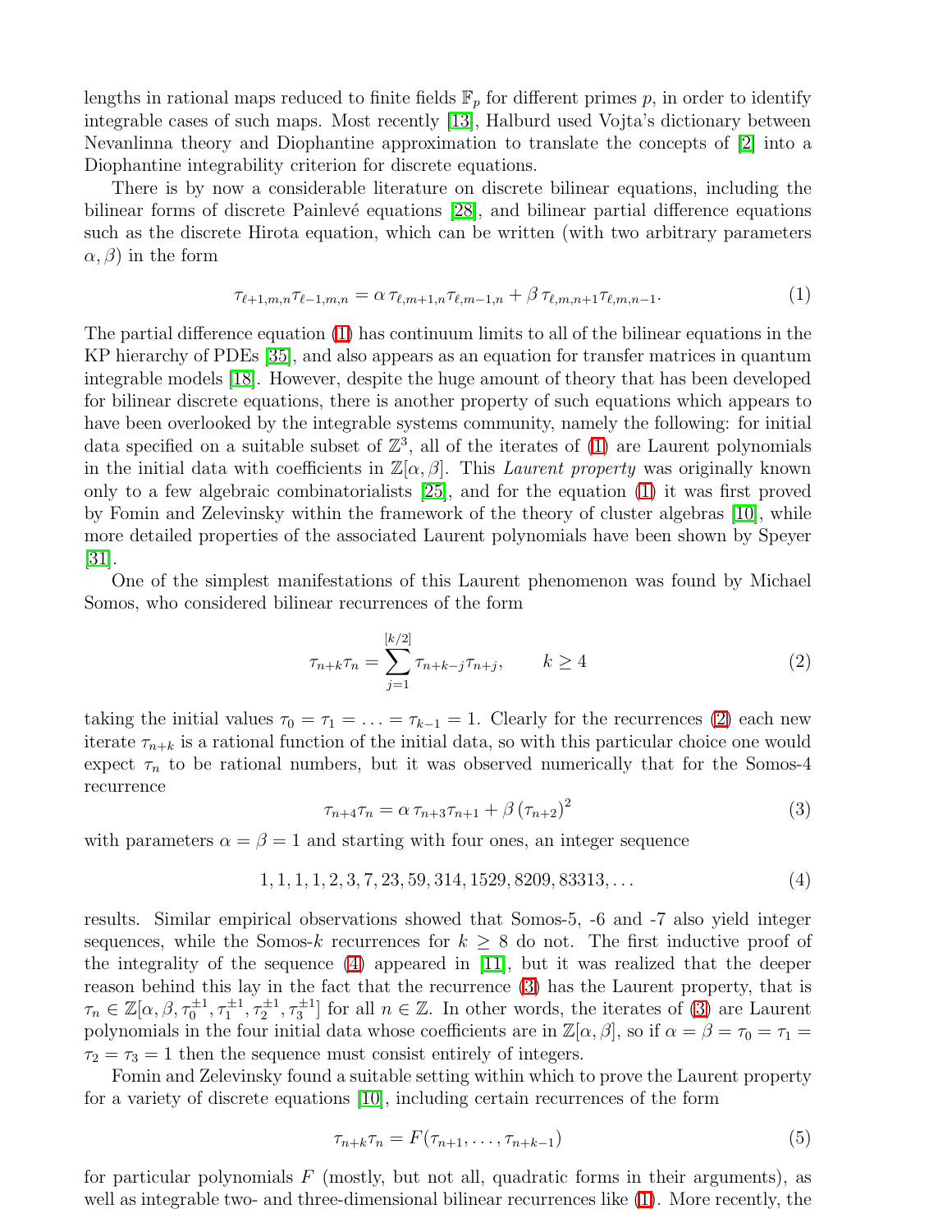lengths in rational maps reduced to finite fields $\mathbb{F}_p$ for different primes $p$, in order to identify integrable cases of such maps. Most recently [13], Halburd used Vojta's dictionary between Nevanlinna theory and Diophantine approximation to translate the concepts of [2] into a Diophantine integrability criterion for discrete equations.

There is by now a considerable literature on discrete bilinear equations, including the bilinear forms of discrete Painlevé equations [28], and bilinear partial difference equations such as the discrete Hirota equation, which can be written (with two arbitrary parameters $\alpha, \beta$) in the form

$$\tau_{\ell+1,m,n}\tau_{\ell-1,m,n} = \alpha\, \tau_{\ell,m+1,n}\tau_{\ell,m-1,n} + \beta\, \tau_{\ell,m,n+1}\tau_{\ell,m,n-1}. \tag{1}$$

The partial difference equation (1) has continuum limits to all of the bilinear equations in the KP hierarchy of PDEs [35], and also appears as an equation for transfer matrices in quantum integrable models [18]. However, despite the huge amount of theory that has been developed for bilinear discrete equations, there is another property of such equations which appears to have been overlooked by the integrable systems community, namely the following: for initial data specified on a suitable subset of $\mathbb{Z}^3$, all of the iterates of (1) are Laurent polynomials in the initial data with coefficients in $\mathbb{Z}[\alpha, \beta]$. This *Laurent property* was originally known only to a few algebraic combinatorialists [25], and for the equation (1) it was first proved by Fomin and Zelevinsky within the framework of the theory of cluster algebras [10], while more detailed properties of the associated Laurent polynomials have been shown by Speyer [31].

One of the simplest manifestations of this Laurent phenomenon was found by Michael Somos, who considered bilinear recurrences of the form

$$\tau_{n+k}\tau_n = \sum_{j=1}^{[k/2]} \tau_{n+k-j}\tau_{n+j}, \qquad k \geq 4 \tag{2}$$

taking the initial values $\tau_0 = \tau_1 = \ldots = \tau_{k-1} = 1$. Clearly for the recurrences (2) each new iterate $\tau_{n+k}$ is a rational function of the initial data, so with this particular choice one would expect $\tau_n$ to be rational numbers, but it was observed numerically that for the Somos-4 recurrence

$$\tau_{n+4}\tau_n = \alpha\, \tau_{n+3}\tau_{n+1} + \beta\, (\tau_{n+2})^2 \tag{3}$$

with parameters $\alpha = \beta = 1$ and starting with four ones, an integer sequence

$$1, 1, 1, 1, 2, 3, 7, 23, 59, 314, 1529, 8209, 83313, \ldots \tag{4}$$

results. Similar empirical observations showed that Somos-5, -6 and -7 also yield integer sequences, while the Somos-$k$ recurrences for $k \geq 8$ do not. The first inductive proof of the integrality of the sequence (4) appeared in [11], but it was realized that the deeper reason behind this lay in the fact that the recurrence (3) has the Laurent property, that is $\tau_n \in \mathbb{Z}[\alpha, \beta, \tau_0^{\pm 1}, \tau_1^{\pm 1}, \tau_2^{\pm 1}, \tau_3^{\pm 1}]$ for all $n \in \mathbb{Z}$. In other words, the iterates of (3) are Laurent polynomials in the four initial data whose coefficients are in $\mathbb{Z}[\alpha, \beta]$, so if $\alpha = \beta = \tau_0 = \tau_1 = \tau_2 = \tau_3 = 1$ then the sequence must consist entirely of integers.

Fomin and Zelevinsky found a suitable setting within which to prove the Laurent property for a variety of discrete equations [10], including certain recurrences of the form

$$\tau_{n+k}\tau_n = F(\tau_{n+1}, \ldots, \tau_{n+k-1}) \tag{5}$$

for particular polynomials $F$ (mostly, but not all, quadratic forms in their arguments), as well as integrable two- and three-dimensional bilinear recurrences like (1). More recently, the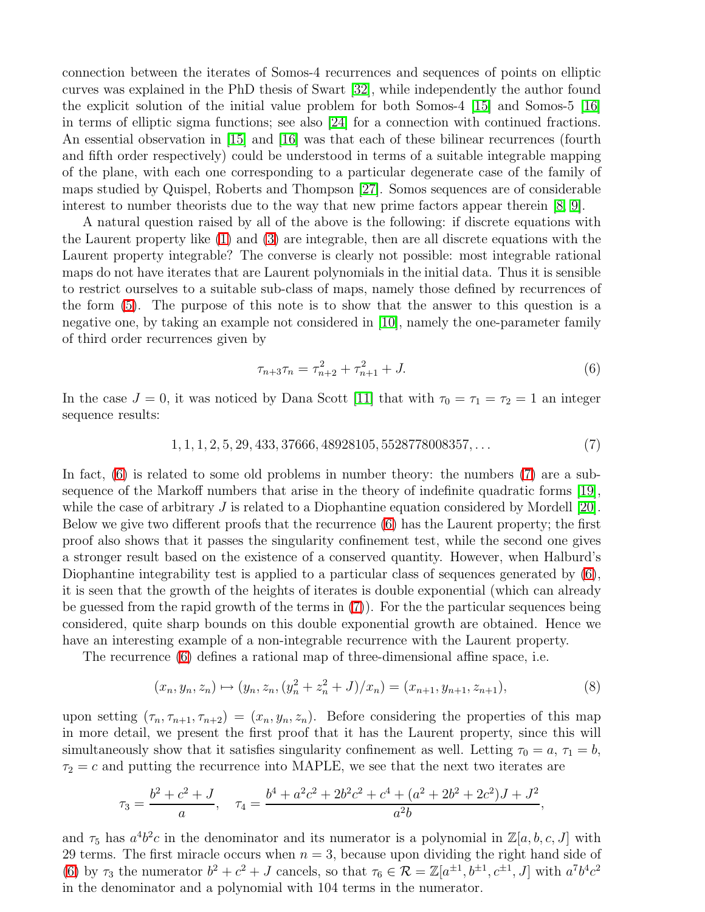connection between the iterates of Somos-4 recurrences and sequences of points on elliptic curves was explained in the PhD thesis of Swart [32], while independently the author found the explicit solution of the initial value problem for both Somos-4 [15] and Somos-5 [16] in terms of elliptic sigma functions; see also [24] for a connection with continued fractions. An essential observation in [15] and [16] was that each of these bilinear recurrences (fourth and fifth order respectively) could be understood in terms of a suitable integrable mapping of the plane, with each one corresponding to a particular degenerate case of the family of maps studied by Quispel, Roberts and Thompson [27]. Somos sequences are of considerable interest to number theorists due to the way that new prime factors appear therein [8, 9].

A natural question raised by all of the above is the following: if discrete equations with the Laurent property like (1) and (3) are integrable, then are all discrete equations with the Laurent property integrable? The converse is clearly not possible: most integrable rational maps do not have iterates that are Laurent polynomials in the initial data. Thus it is sensible to restrict ourselves to a suitable sub-class of maps, namely those defined by recurrences of the form (5). The purpose of this note is to show that the answer to this question is a negative one, by taking an example not considered in [10], namely the one-parameter family of third order recurrences given by

$$\tau_{n+3}\tau_n = \tau_{n+2}^2 + \tau_{n+1}^2 + J. \tag{6}$$

In the case $J = 0$, it was noticed by Dana Scott [11] that with $\tau_0 = \tau_1 = \tau_2 = 1$ an integer sequence results:

$$1, 1, 1, 2, 5, 29, 433, 37666, 48928105, 5528778008357, \ldots \tag{7}$$

In fact, (6) is related to some old problems in number theory: the numbers (7) are a subsequence of the Markoff numbers that arise in the theory of indefinite quadratic forms [19], while the case of arbitrary $J$ is related to a Diophantine equation considered by Mordell [20]. Below we give two different proofs that the recurrence (6) has the Laurent property; the first proof also shows that it passes the singularity confinement test, while the second one gives a stronger result based on the existence of a conserved quantity. However, when Halburd's Diophantine integrability test is applied to a particular class of sequences generated by (6), it is seen that the growth of the heights of iterates is double exponential (which can already be guessed from the rapid growth of the terms in (7)). For the the particular sequences being considered, quite sharp bounds on this double exponential growth are obtained. Hence we have an interesting example of a non-integrable recurrence with the Laurent property.

The recurrence (6) defines a rational map of three-dimensional affine space, i.e.

$$(x_n, y_n, z_n) \mapsto (y_n, z_n, (y_n^2 + z_n^2 + J)/x_n) = (x_{n+1}, y_{n+1}, z_{n+1}), \tag{8}$$

upon setting $(\tau_n, \tau_{n+1}, \tau_{n+2}) = (x_n, y_n, z_n)$. Before considering the properties of this map in more detail, we present the first proof that it has the Laurent property, since this will simultaneously show that it satisfies singularity confinement as well. Letting $\tau_0 = a$, $\tau_1 = b$, $\tau_2 = c$ and putting the recurrence into MAPLE, we see that the next two iterates are

$$\tau_3 = \frac{b^2 + c^2 + J}{a}, \quad \tau_4 = \frac{b^4 + a^2c^2 + 2b^2c^2 + c^4 + (a^2 + 2b^2 + 2c^2)J + J^2}{a^2 b},$$

and $\tau_5$ has $a^4b^2c$ in the denominator and its numerator is a polynomial in $\mathbb{Z}[a, b, c, J]$ with 29 terms. The first miracle occurs when $n = 3$, because upon dividing the right hand side of (6) by $\tau_3$ the numerator $b^2 + c^2 + J$ cancels, so that $\tau_6 \in \mathcal{R} = \mathbb{Z}[a^{\pm 1}, b^{\pm 1}, c^{\pm 1}, J]$ with $a^7b^4c^2$ in the denominator and a polynomial with 104 terms in the numerator.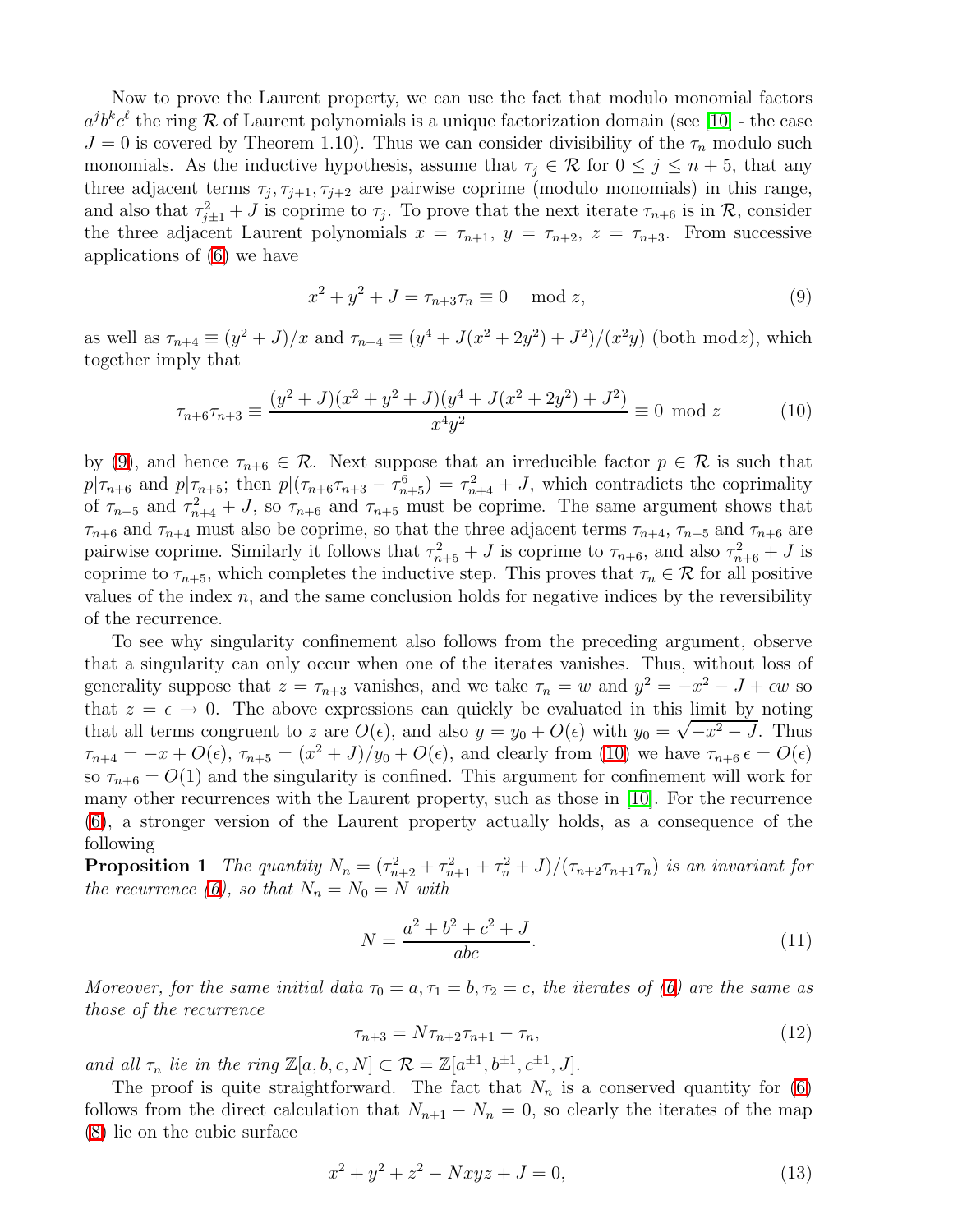Now to prove the Laurent property, we can use the fact that modulo monomial factors $a^j b^k c^\ell$ the ring $\mathcal{R}$ of Laurent polynomials is a unique factorization domain (see [10] - the case $J=0$ is covered by Theorem 1.10). Thus we can consider divisibility of the $\tau_n$ modulo such monomials. As the inductive hypothesis, assume that $\tau_j \in \mathcal{R}$ for $0 \leq j \leq n+5$, that any three adjacent terms $\tau_j, \tau_{j+1}, \tau_{j+2}$ are pairwise coprime (modulo monomials) in this range, and also that $\tau_{j\pm 1}^2 + J$ is coprime to $\tau_j$. To prove that the next iterate $\tau_{n+6}$ is in $\mathcal{R}$, consider the three adjacent Laurent polynomials $x = \tau_{n+1}$, $y = \tau_{n+2}$, $z = \tau_{n+3}$. From successive applications of (6) we have

$$x^2 + y^2 + J = \tau_{n+3}\tau_n \equiv 0 \mod z, \tag{9}$$

as well as $\tau_{n+4} \equiv (y^2+J)/x$ and $\tau_{n+4} \equiv (y^4 + J(x^2+2y^2) + J^2)/(x^2 y)$ (both mod$z$), which together imply that

$$\tau_{n+6}\tau_{n+3} \equiv \frac{(y^2+J)(x^2+y^2+J)(y^4+J(x^2+2y^2)+J^2)}{x^4y^2} \equiv 0 \mod z \tag{10}$$

by (9), and hence $\tau_{n+6} \in \mathcal{R}$. Next suppose that an irreducible factor $p \in \mathcal{R}$ is such that $p|\tau_{n+6}$ and $p|\tau_{n+5}$; then $p|(\tau_{n+6}\tau_{n+3} - \tau_{n+5}^6) = \tau_{n+4}^2 + J$, which contradicts the coprimality of $\tau_{n+5}$ and $\tau_{n+4}^2 + J$, so $\tau_{n+6}$ and $\tau_{n+5}$ must be coprime. The same argument shows that $\tau_{n+6}$ and $\tau_{n+4}$ must also be coprime, so that the three adjacent terms $\tau_{n+4}$, $\tau_{n+5}$ and $\tau_{n+6}$ are pairwise coprime. Similarly it follows that $\tau_{n+5}^2 + J$ is coprime to $\tau_{n+6}$, and also $\tau_{n+6}^2 + J$ is coprime to $\tau_{n+5}$, which completes the inductive step. This proves that $\tau_n \in \mathcal{R}$ for all positive values of the index $n$, and the same conclusion holds for negative indices by the reversibility of the recurrence.

To see why singularity confinement also follows from the preceding argument, observe that a singularity can only occur when one of the iterates vanishes. Thus, without loss of generality suppose that $z = \tau_{n+3}$ vanishes, and we take $\tau_n = w$ and $y^2 = -x^2 - J + \epsilon w$ so that $z = \epsilon \to 0$. The above expressions can quickly be evaluated in this limit by noting that all terms congruent to $z$ are $O(\epsilon)$, and also $y = y_0 + O(\epsilon)$ with $y_0 = \sqrt{-x^2-J}$. Thus $\tau_{n+4} = -x + O(\epsilon)$, $\tau_{n+5} = (x^2+J)/y_0 + O(\epsilon)$, and clearly from (10) we have $\tau_{n+6}\,\epsilon = O(\epsilon)$ so $\tau_{n+6} = O(1)$ and the singularity is confined. This argument for confinement will work for many other recurrences with the Laurent property, such as those in [10]. For the recurrence (6), a stronger version of the Laurent property actually holds, as a consequence of the following

**Proposition 1** *The quantity $N_n = (\tau_{n+2}^2 + \tau_{n+1}^2 + \tau_n^2 + J)/(\tau_{n+2}\tau_{n+1}\tau_n)$ is an invariant for the recurrence (6), so that $N_n = N_0 = N$ with*

$$N = \frac{a^2+b^2+c^2+J}{abc}. \tag{11}$$

*Moreover, for the same initial data $\tau_0 = a, \tau_1 = b, \tau_2 = c$, the iterates of (6) are the same as those of the recurrence*

$$\tau_{n+3} = N\tau_{n+2}\tau_{n+1} - \tau_n, \tag{12}$$

*and all $\tau_n$ lie in the ring $\mathbb{Z}[a,b,c,N] \subset \mathcal{R} = \mathbb{Z}[a^{\pm 1}, b^{\pm 1}, c^{\pm 1}, J]$.*

The proof is quite straightforward. The fact that $N_n$ is a conserved quantity for (6) follows from the direct calculation that $N_{n+1} - N_n = 0$, so clearly the iterates of the map (8) lie on the cubic surface

$$x^2 + y^2 + z^2 - Nxyz + J = 0, \tag{13}$$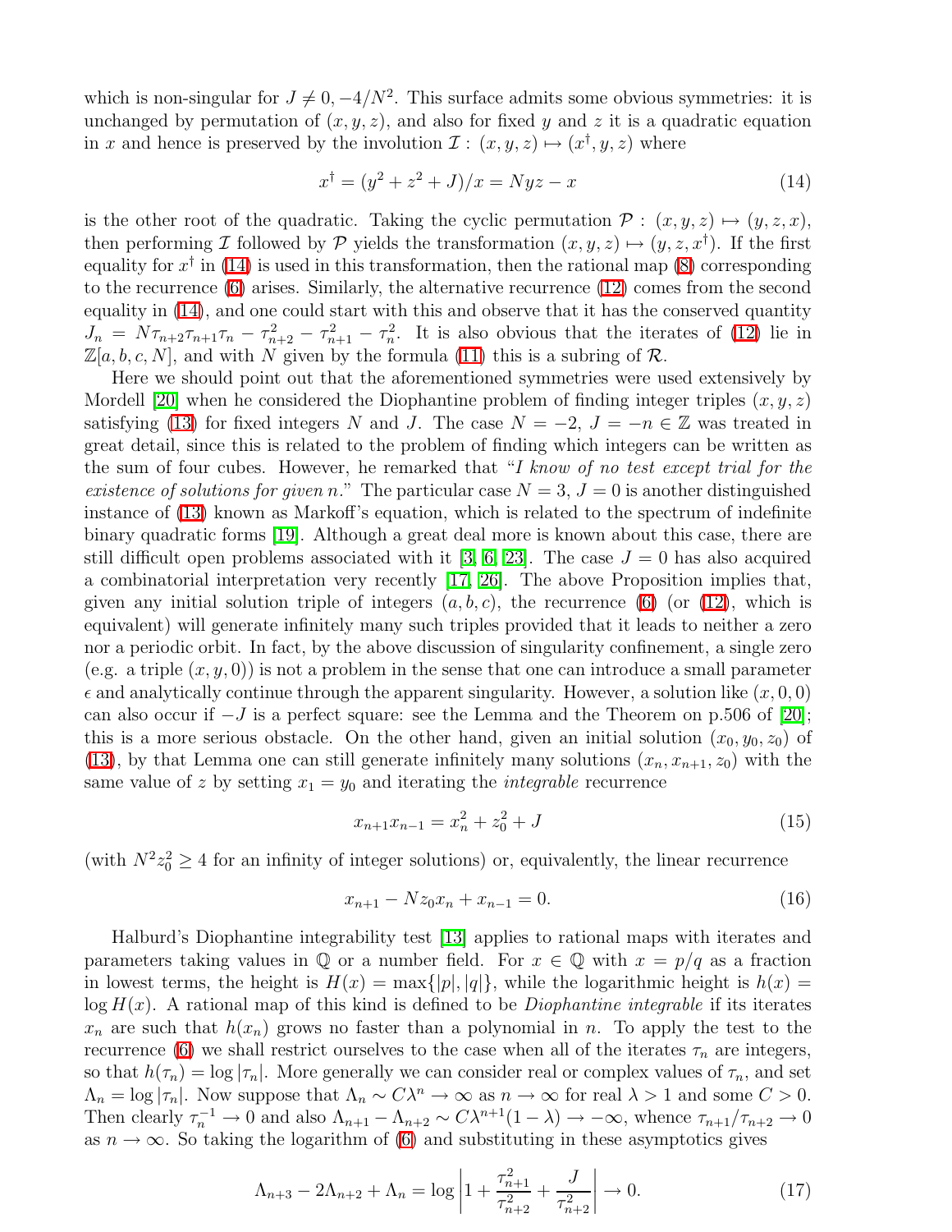which is non-singular for $J \neq 0, -4/N^2$. This surface admits some obvious symmetries: it is unchanged by permutation of $(x, y, z)$, and also for fixed $y$ and $z$ it is a quadratic equation in $x$ and hence is preserved by the involution $\mathcal{I} : (x, y, z) \mapsto (x^\dagger, y, z)$ where

$$x^\dagger = (y^2 + z^2 + J)/x = Nyz - x \tag{14}$$

is the other root of the quadratic. Taking the cyclic permutation $\mathcal{P} : (x, y, z) \mapsto (y, z, x)$, then performing $\mathcal{I}$ followed by $\mathcal{P}$ yields the transformation $(x, y, z) \mapsto (y, z, x^\dagger)$. If the first equality for $x^\dagger$ in (14) is used in this transformation, then the rational map (8) corresponding to the recurrence (6) arises. Similarly, the alternative recurrence (12) comes from the second equality in (14), and one could start with this and observe that it has the conserved quantity $J_n = N\tau_{n+2}\tau_{n+1}\tau_n - \tau_{n+2}^2 - \tau_{n+1}^2 - \tau_n^2$. It is also obvious that the iterates of (12) lie in $\mathbb{Z}[a, b, c, N]$, and with $N$ given by the formula (11) this is a subring of $\mathcal{R}$.

Here we should point out that the aforementioned symmetries were used extensively by Mordell [20] when he considered the Diophantine problem of finding integer triples $(x, y, z)$ satisfying (13) for fixed integers $N$ and $J$. The case $N = -2$, $J = -n \in \mathbb{Z}$ was treated in great detail, since this is related to the problem of finding which integers can be written as the sum of four cubes. However, he remarked that "*I know of no test except trial for the existence of solutions for given n.*" The particular case $N = 3$, $J = 0$ is another distinguished instance of (13) known as Markoff's equation, which is related to the spectrum of indefinite binary quadratic forms [19]. Although a great deal more is known about this case, there are still difficult open problems associated with it [3, 6, 23]. The case $J = 0$ has also acquired a combinatorial interpretation very recently [17, 26]. The above Proposition implies that, given any initial solution triple of integers $(a, b, c)$, the recurrence (6) (or (12), which is equivalent) will generate infinitely many such triples provided that it leads to neither a zero nor a periodic orbit. In fact, by the above discussion of singularity confinement, a single zero (e.g. a triple $(x, y, 0)$) is not a problem in the sense that one can introduce a small parameter $\epsilon$ and analytically continue through the apparent singularity. However, a solution like $(x, 0, 0)$ can also occur if $-J$ is a perfect square: see the Lemma and the Theorem on p.506 of [20]; this is a more serious obstacle. On the other hand, given an initial solution $(x_0, y_0, z_0)$ of (13), by that Lemma one can still generate infinitely many solutions $(x_n, x_{n+1}, z_0)$ with the same value of $z$ by setting $x_1 = y_0$ and iterating the *integrable* recurrence

$$x_{n+1}x_{n-1} = x_n^2 + z_0^2 + J \tag{15}$$

(with $N^2 z_0^2 \geq 4$ for an infinity of integer solutions) or, equivalently, the linear recurrence

$$x_{n+1} - Nz_0 x_n + x_{n-1} = 0. \tag{16}$$

Halburd's Diophantine integrability test [13] applies to rational maps with iterates and parameters taking values in $\mathbb{Q}$ or a number field. For $x \in \mathbb{Q}$ with $x = p/q$ as a fraction in lowest terms, the height is $H(x) = \max\{|p|, |q|\}$, while the logarithmic height is $h(x) = \log H(x)$. A rational map of this kind is defined to be *Diophantine integrable* if its iterates $x_n$ are such that $h(x_n)$ grows no faster than a polynomial in $n$. To apply the test to the recurrence (6) we shall restrict ourselves to the case when all of the iterates $\tau_n$ are integers, so that $h(\tau_n) = \log |\tau_n|$. More generally we can consider real or complex values of $\tau_n$, and set $\Lambda_n = \log |\tau_n|$. Now suppose that $\Lambda_n \sim C\lambda^n \to \infty$ as $n \to \infty$ for real $\lambda > 1$ and some $C > 0$. Then clearly $\tau_n^{-1} \to 0$ and also $\Lambda_{n+1} - \Lambda_{n+2} \sim C\lambda^{n+1}(1 - \lambda) \to -\infty$, whence $\tau_{n+1}/\tau_{n+2} \to 0$ as $n \to \infty$. So taking the logarithm of (6) and substituting in these asymptotics gives

$$\Lambda_{n+3} - 2\Lambda_{n+2} + \Lambda_n = \log \left| 1 + \frac{\tau_{n+1}^2}{\tau_{n+2}^2} + \frac{J}{\tau_{n+2}^2} \right| \to 0. \tag{17}$$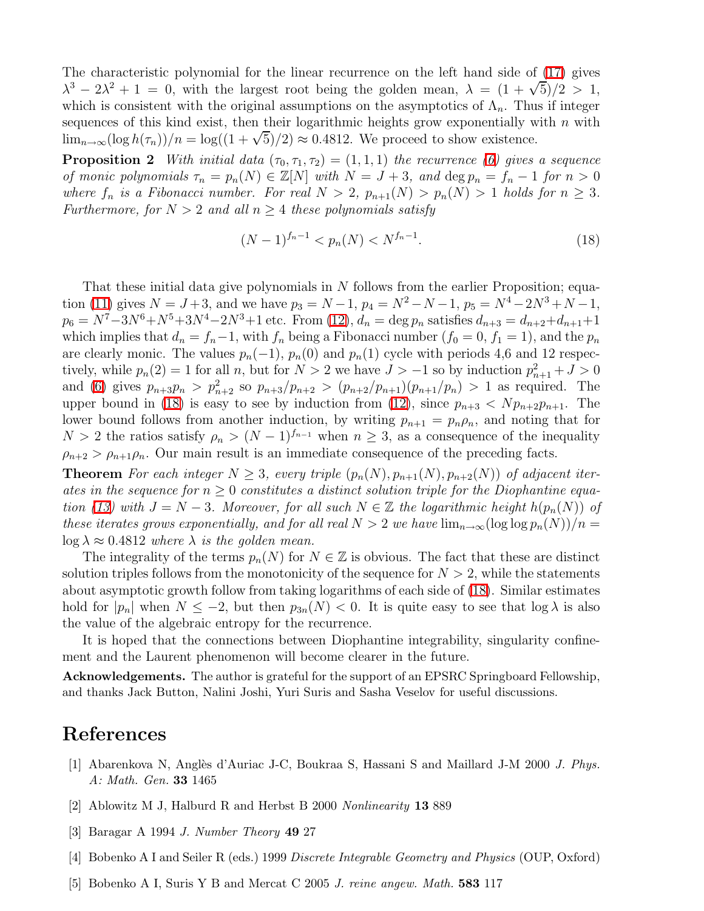The characteristic polynomial for the linear recurrence on the left hand side of (17) gives $\lambda^3 - 2\lambda^2 + 1 = 0$, with the largest root being the golden mean, $\lambda = (1+\sqrt{5})/2 > 1$, which is consistent with the original assumptions on the asymptotics of $\Lambda_n$. Thus if integer sequences of this kind exist, then their logarithmic heights grow exponentially with $n$ with $\lim_{n\to\infty}(\log h(\tau_n))/n = \log((1+\sqrt{5})/2) \approx 0.4812$. We proceed to show existence.

**Proposition 2** *With initial data $(\tau_0, \tau_1, \tau_2) = (1,1,1)$ the recurrence (6) gives a sequence of monic polynomials $\tau_n = p_n(N) \in \mathbb{Z}[N]$ with $N = J+3$, and $\deg p_n = f_n - 1$ for $n > 0$ where $f_n$ is a Fibonacci number. For real $N > 2$, $p_{n+1}(N) > p_n(N) > 1$ holds for $n \geq 3$. Furthermore, for $N > 2$ and all $n \geq 4$ these polynomials satisfy*

$$(N-1)^{f_n - 1} < p_n(N) < N^{f_n - 1}. \tag{18}$$

That these initial data give polynomials in $N$ follows from the earlier Proposition; equation (11) gives $N = J+3$, and we have $p_3 = N-1$, $p_4 = N^2 - N - 1$, $p_5 = N^4 - 2N^3 + N - 1$, $p_6 = N^7 - 3N^6 + N^5 + 3N^4 - 2N^3 + 1$ etc. From (12), $d_n = \deg p_n$ satisfies $d_{n+3} = d_{n+2} + d_{n+1} + 1$ which implies that $d_n = f_n - 1$, with $f_n$ being a Fibonacci number ($f_0 = 0$, $f_1 = 1$), and the $p_n$ are clearly monic. The values $p_n(-1)$, $p_n(0)$ and $p_n(1)$ cycle with periods 4,6 and 12 respectively, while $p_n(2) = 1$ for all $n$, but for $N > 2$ we have $J > -1$ so by induction $p_{n+1}^2 + J > 0$ and (6) gives $p_{n+3}p_n > p_{n+2}^2$ so $p_{n+3}/p_{n+2} > (p_{n+2}/p_{n+1})(p_{n+1}/p_n) > 1$ as required. The upper bound in (18) is easy to see by induction from (12), since $p_{n+3} < N p_{n+2} p_{n+1}$. The lower bound follows from another induction, by writing $p_{n+1} = p_n \rho_n$, and noting that for $N > 2$ the ratios satisfy $\rho_n > (N-1)^{f_{n-1}}$ when $n \geq 3$, as a consequence of the inequality $\rho_{n+2} > \rho_{n+1}\rho_n$. Our main result is an immediate consequence of the preceding facts.

**Theorem** *For each integer $N \geq 3$, every triple $(p_n(N), p_{n+1}(N), p_{n+2}(N))$ of adjacent iterates in the sequence for $n \geq 0$ constitutes a distinct solution triple for the Diophantine equation (13) with $J = N - 3$. Moreover, for all such $N \in \mathbb{Z}$ the logarithmic height $h(p_n(N))$ of these iterates grows exponentially, and for all real $N > 2$ we have $\lim_{n\to\infty}(\log\log p_n(N))/n = \log\lambda \approx 0.4812$ where $\lambda$ is the golden mean.*

The integrality of the terms $p_n(N)$ for $N \in \mathbb{Z}$ is obvious. The fact that these are distinct solution triples follows from the monotonicity of the sequence for $N > 2$, while the statements about asymptotic growth follow from taking logarithms of each side of (18). Similar estimates hold for $|p_n|$ when $N \leq -2$, but then $p_{3n}(N) < 0$. It is quite easy to see that $\log\lambda$ is also the value of the algebraic entropy for the recurrence.

It is hoped that the connections between Diophantine integrability, singularity confinement and the Laurent phenomenon will become clearer in the future.

**Acknowledgements.** The author is grateful for the support of an EPSRC Springboard Fellowship, and thanks Jack Button, Nalini Joshi, Yuri Suris and Sasha Veselov for useful discussions.

# References

[1] Abarenkova N, Anglès d'Auriac J-C, Boukraa S, Hassani S and Maillard J-M 2000 *J. Phys. A: Math. Gen.* **33** 1465

[2] Ablowitz M J, Halburd R and Herbst B 2000 *Nonlinearity* **13** 889

[3] Baragar A 1994 *J. Number Theory* **49** 27

[4] Bobenko A I and Seiler R (eds.) 1999 *Discrete Integrable Geometry and Physics* (OUP, Oxford)

[5] Bobenko A I, Suris Y B and Mercat C 2005 *J. reine angew. Math.* **583** 117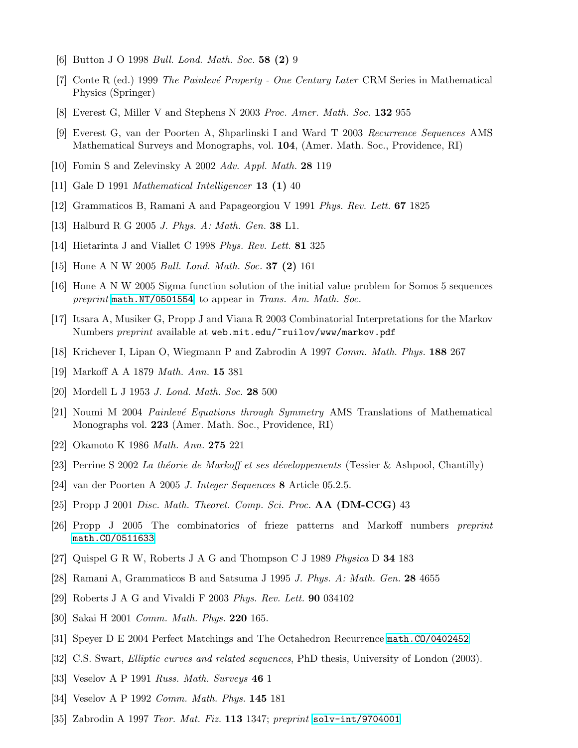[6] Button J O 1998 *Bull. Lond. Math. Soc.* **58 (2)** 9

[7] Conte R (ed.) 1999 *The Painlevé Property - One Century Later* CRM Series in Mathematical Physics (Springer)

[8] Everest G, Miller V and Stephens N 2003 *Proc. Amer. Math. Soc.* **132** 955

[9] Everest G, van der Poorten A, Shparlinski I and Ward T 2003 *Recurrence Sequences* AMS Mathematical Surveys and Monographs, vol. **104**, (Amer. Math. Soc., Providence, RI)

[10] Fomin S and Zelevinsky A 2002 *Adv. Appl. Math.* **28** 119

[11] Gale D 1991 *Mathematical Intelligencer* **13 (1)** 40

[12] Grammaticos B, Ramani A and Papageorgiou V 1991 *Phys. Rev. Lett.* **67** 1825

[13] Halburd R G 2005 *J. Phys. A: Math. Gen.* **38** L1.

[14] Hietarinta J and Viallet C 1998 *Phys. Rev. Lett.* **81** 325

[15] Hone A N W 2005 *Bull. Lond. Math. Soc.* **37 (2)** 161

[16] Hone A N W 2005 Sigma function solution of the initial value problem for Somos 5 sequences *preprint* `math.NT/0501554` to appear in *Trans. Am. Math. Soc.*

[17] Itsara A, Musiker G, Propp J and Viana R 2003 Combinatorial Interpretations for the Markov Numbers *preprint* available at `web.mit.edu/~ruilov/www/markov.pdf`

[18] Krichever I, Lipan O, Wiegmann P and Zabrodin A 1997 *Comm. Math. Phys.* **188** 267

[19] Markoff A A 1879 *Math. Ann.* **15** 381

[20] Mordell L J 1953 *J. Lond. Math. Soc.* **28** 500

[21] Noumi M 2004 *Painlevé Equations through Symmetry* AMS Translations of Mathematical Monographs vol. **223** (Amer. Math. Soc., Providence, RI)

[22] Okamoto K 1986 *Math. Ann.* **275** 221

[23] Perrine S 2002 *La théorie de Markoff et ses développements* (Tessier & Ashpool, Chantilly)

[24] van der Poorten A 2005 *J. Integer Sequences* **8** Article 05.2.5.

[25] Propp J 2001 *Disc. Math. Theoret. Comp. Sci. Proc.* **AA (DM-CCG)** 43

[26] Propp J 2005 The combinatorics of frieze patterns and Markoff numbers *preprint* `math.CO/0511633`

[27] Quispel G R W, Roberts J A G and Thompson C J 1989 *Physica* D **34** 183

[28] Ramani A, Grammaticos B and Satsuma J 1995 *J. Phys. A: Math. Gen.* **28** 4655

[29] Roberts J A G and Vivaldi F 2003 *Phys. Rev. Lett.* **90** 034102

[30] Sakai H 2001 *Comm. Math. Phys.* **220** 165.

[31] Speyer D E 2004 Perfect Matchings and The Octahedron Recurrence `math.CO/0402452`

[32] C.S. Swart, *Elliptic curves and related sequences*, PhD thesis, University of London (2003).

[33] Veselov A P 1991 *Russ. Math. Surveys* **46** 1

[34] Veselov A P 1992 *Comm. Math. Phys.* **145** 181

[35] Zabrodin A 1997 *Teor. Mat. Fiz.* **113** 1347; *preprint* `solv-int/9704001`